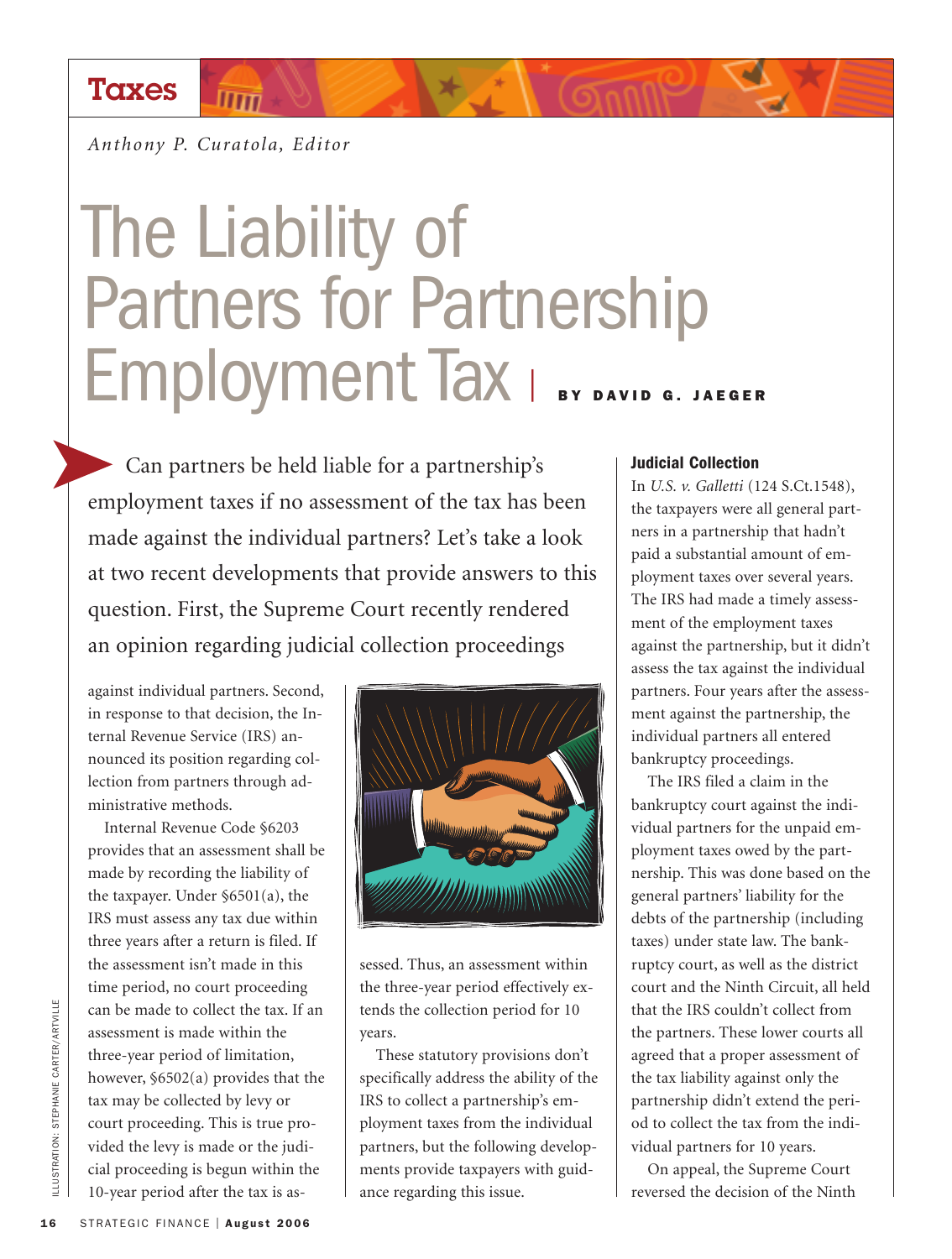Taxes

*Anthony P. Curatola, Editor*

# The Liability of Partners for Partnership Employment Tax

**BY DAVID G. JAEGER**

Can partners be held liable for a partnership's employment taxes if no assessment of the tax has been made against the individual partners? Let's take a look at two recent developments that provide answers to this question. First, the Supreme Court recently rendered an opinion regarding judicial collection proceedings against individual partners. Second, in response to that decision, the Internal Revenue Service (IRS) announced its position regarding collection from partners through administrative methods.

Internal Revenue Code §6203 provides that an assessment shall be made by recording the liability of the taxpayer. Under §6501(a), the IRS must assess any tax due within three years after a return is filed. If the assessment isn't made in this time period, no court proceeding can be made to collect the tax. If an assessment is made within the three-year period of limitation, however, §6502(a) provides that the tax may be collected by levy or court proceeding. This is true provided the levy is made or the judicial proceeding is begun within the 10-year period after the tax is assessed. Thus, an assessment within the three-year period effectively extends the collection period for 10 years.

These statutory provisions don't specifically address the ability of the IRS to collect a partnership's employment taxes from the individual partners, but the following developments provide taxpayers with guidance regarding this issue.

### Judicial Collection

In *U.S. v. Galletti* (124 S.Ct.1548), the taxpayers were all general partners in a partnership that hadn't paid a substantial amount of employment taxes over several years. The IRS had made a timely assessment of the employment taxes against the partnership, but it didn't assess the tax against the individual partners. Four years after the assessment against the partnership, the individual partners all entered bankruptcy proceedings.

The IRS filed a claim in the bankruptcy court against the individual partners for the unpaid employment taxes owed by the partnership. This was done based on the general partners' liability for the debts of the partnership (including taxes) under state law. The bankruptcy court, as well as the district court and the Ninth Circuit, all held that the IRS couldn't collect from the partners. These lower courts all agreed that a proper assessment of the tax liability against only the partnership didn't extend the period to collect the tax from the individual partners for 10 years.

On appeal, the Supreme Court reversed the decision of the Ninth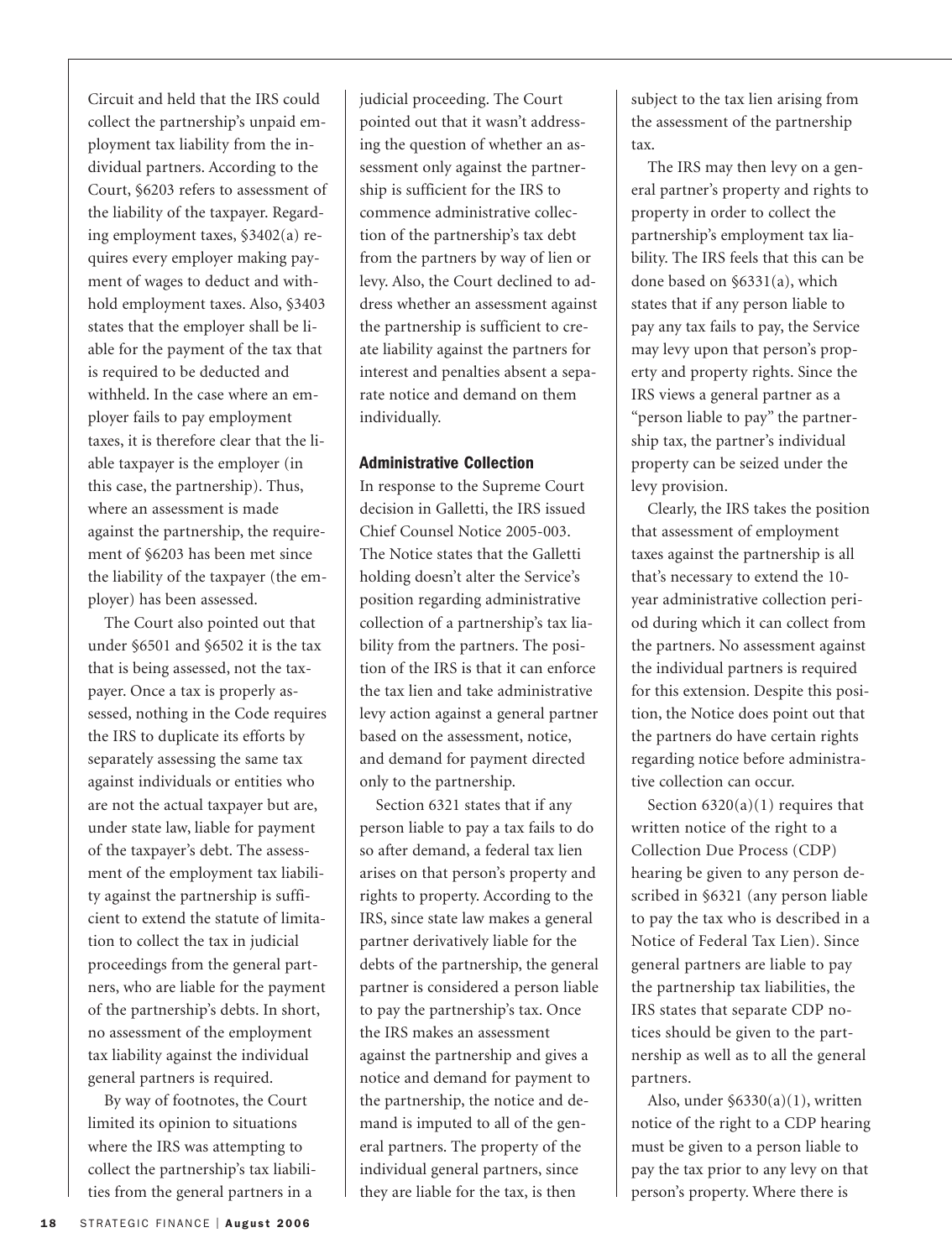Circuit and held that the IRS could collect the partnership's unpaid employment tax liability from the individual partners. According to the Court, §6203 refers to assessment of the liability of the taxpayer. Regarding employment taxes, §3402(a) requires every employer making payment of wages to deduct and withhold employment taxes. Also, §3403 states that the employer shall be liable for the payment of the tax that is required to be deducted and withheld. In the case where an employer fails to pay employment taxes, it is therefore clear that the liable taxpayer is the employer (in this case, the partnership). Thus, where an assessment is made against the partnership, the requirement of §6203 has been met since the liability of the taxpayer (the employer) has been assessed.

The Court also pointed out that under §6501 and §6502 it is the tax that is being assessed, not the taxpayer. Once a tax is properly assessed, nothing in the Code requires the IRS to duplicate its efforts by separately assessing the same tax against individuals or entities who are not the actual taxpayer but are, under state law, liable for payment of the taxpayer's debt. The assessment of the employment tax liability against the partnership is sufficient to extend the statute of limitation to collect the tax in judicial proceedings from the general partners, who are liable for the payment of the partnership's debts. In short, no assessment of the employment tax liability against the individual general partners is required.

By way of footnotes, the Court limited its opinion to situations where the IRS was attempting to collect the partnership's tax liabilities from the general partners in a judicial proceeding. The Court pointed out that it wasn't addressing the question of whether an assessment only against the partnership is sufficient for the IRS to commence administrative collection of the partnership's tax debt from the partners by way of lien or levy. Also, the Court declined to address whether an assessment against the partnership is sufficient to create liability against the partners for interest and penalties absent a separate notice and demand on them individually.

## Administrative Collection

In response to the Supreme Court decision in Galletti, the IRS issued Chief Counsel Notice 2005-003. The Notice states that the Galletti holding doesn't alter the Service's position regarding administrative collection of a partnership's tax liability from the partners. The position of the IRS is that it can enforce the tax lien and take administrative levy action against a general partner based on the assessment, notice, and demand for payment directed only to the partnership.

Section 6321 states that if any person liable to pay a tax fails to do so after demand, a federal tax lien arises on that person's property and rights to property. According to the IRS, since state law makes a general partner derivatively liable for the debts of the partnership, the general partner is considered a person liable to pay the partnership's tax. Once the IRS makes an assessment against the partnership and gives a notice and demand for payment to the partnership, the notice and demand is imputed to all of the general partners. The property of the individual general partners, since they are liable for the tax, is then subject to the tax lien arising from the assessment of the partnership tax.

The IRS may then levy on a general partner's property and rights to property in order to collect the partnership's employment tax liability. The IRS feels that this can be done based on §6331(a), which states that if any person liable to pay any tax fails to pay, the Service may levy upon that person's property and property rights. Since the IRS views a general partner as a "person liable to pay" the partnership tax, the partner's individual property can be seized under the levy provision.

Clearly, the IRS takes the position that assessment of employment taxes against the partnership is all that's necessary to extend the 10-year administrative collection period during which it can collect from the partners. No assessment against the individual partners is required for this extension. Despite this position, the Notice does point out that the partners do have certain rights regarding notice before administrative collection can occur.

Section 6320(a)(1) requires that written notice of the right to a Collection Due Process (CDP) hearing be given to any person described in §6321 (any person liable to pay the tax who is described in a Notice of Federal Tax Lien). Since general partners are liable to pay the partnership tax liabilities, the IRS states that separate CDP notices should be given to the partnership as well as to all the general partners.

Also, under §6330(a)(1), written notice of the right to a CDP hearing must be given to a person liable to pay the tax prior to any levy on that person's property. Where there is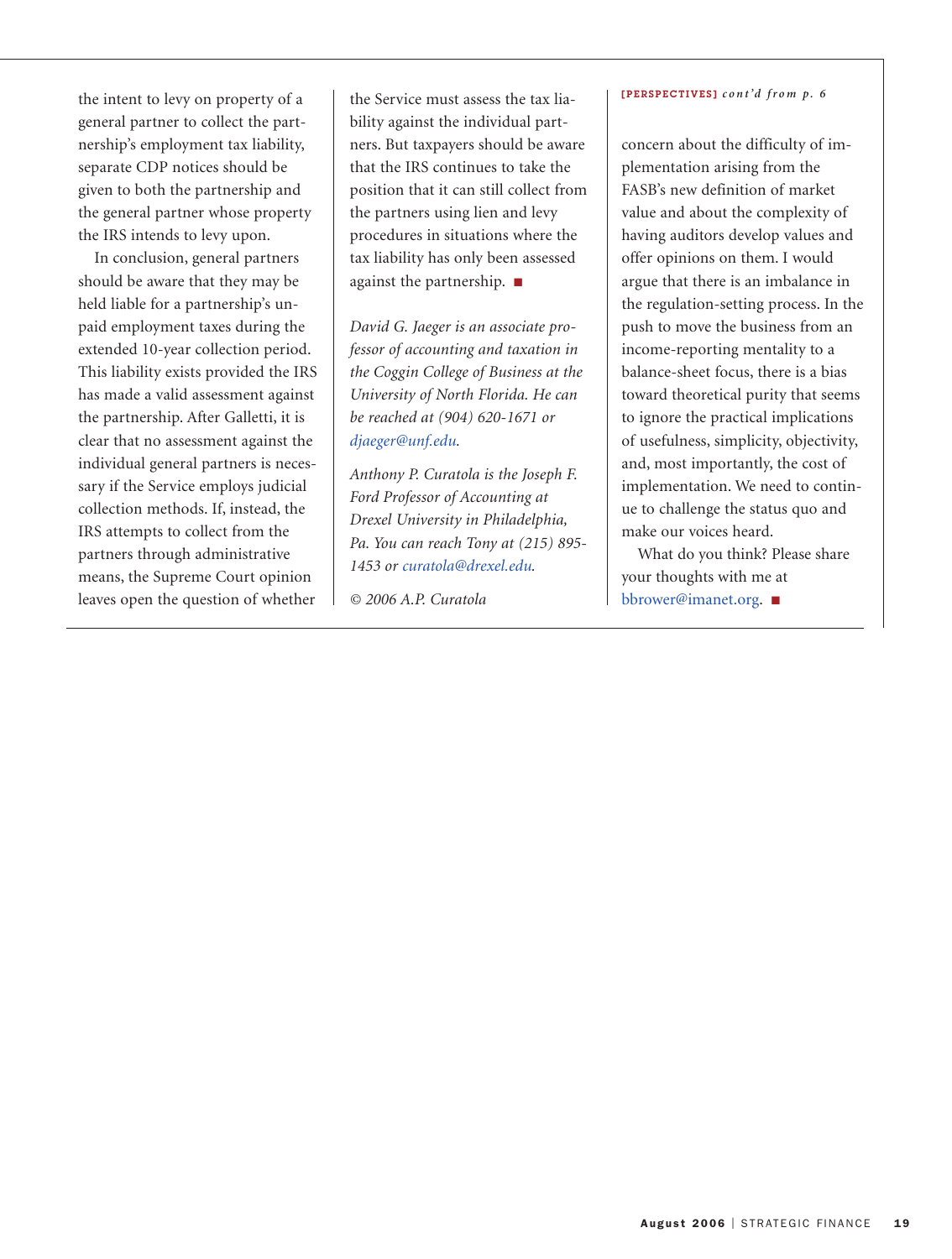the intent to levy on property of a general partner to collect the partnership's employment tax liability, separate CDP notices should be given to both the partnership and the general partner whose property the IRS intends to levy upon.

In conclusion, general partners should be aware that they may be held liable for a partnership's unpaid employment taxes during the extended 10-year collection period. This liability exists provided the IRS has made a valid assessment against the partnership. After Galletti, it is clear that no assessment against the individual general partners is necessary if the Service employs judicial collection methods. If, instead, the IRS attempts to collect from the partners through administrative means, the Supreme Court opinion leaves open the question of whether the Service must assess the tax liability against the individual partners. But taxpayers should be aware that the IRS continues to take the position that it can still collect from the partners using lien and levy procedures in situations where the tax liability has only been assessed against the partnership. ■

*David G. Jaeger is an associate professor of accounting and taxation in the Coggin College of Business at the University of North Florida. He can be reached at (904) 620-1671 or djaeger@unf.edu.*

*Anthony P. Curatola is the Joseph F. Ford Professor of Accounting at Drexel University in Philadelphia, Pa. You can reach Tony at (215) 895-1453 or curatola@drexel.edu.*

*© 2006 A.P. Curatola*

**[PERSPECTIVES]** *cont'd from p. 6*

concern about the difficulty of implementation arising from the FASB's new definition of market value and about the complexity of having auditors develop values and offer opinions on them. I would argue that there is an imbalance in the regulation-setting process. In the push to move the business from an income-reporting mentality to a balance-sheet focus, there is a bias toward theoretical purity that seems to ignore the practical implications of usefulness, simplicity, objectivity, and, most importantly, the cost of implementation. We need to continue to challenge the status quo and make our voices heard.

What do you think? Please share your thoughts with me at bbrower@imanet.org. ■